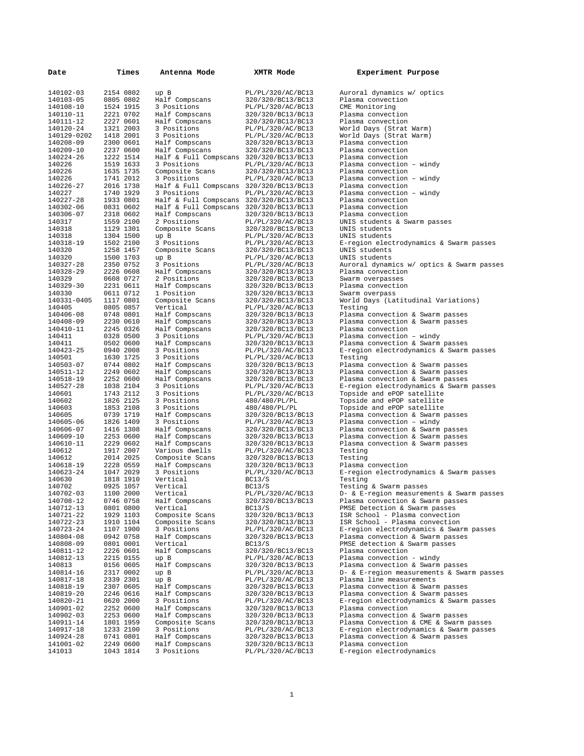| Date | Times | Antenna Mode | XMTR Mode | Experiment Purpose |
|---|---|---|---|---|
| 140102-03 | 2154 0802 | up B | PL/PL/320/AC/BC13 | Auroral dynamics w/ optics |
| 140103-05 | 0805 0802 | Half Compscans | 320/320/BC13/BC13 | Plasma convection |
| 140108-10 | 1524 1915 | 3 Positions | PL/PL/320/AC/BC13 | CME Monitoring |
| 140110-11 | 2221 0702 | Half Compscans | 320/320/BC13/BC13 | Plasma convection |
| 140111-12 | 2227 0601 | Half Compscans | 320/320/BC13/BC13 | Plasma convection |
| 140120-24 | 1321 2003 | 3 Positions | PL/PL/320/AC/BC13 | World Days (Strat Warm) |
| 140129-0202 | 1418 2001 | 3 Positions | PL/PL/320/AC/BC13 | World Days (Strat Warm) |
| 140208-09 | 2300 0601 | Half Compscans | 320/320/BC13/BC13 | Plasma convection |
| 140209-10 | 2237 0600 | Half Compscans | 320/320/BC13/BC13 | Plasma convection |
| 140224-26 | 1222 1514 | Half & Full Compscans | 320/320/BC13/BC13 | Plasma convection |
| 140226 | 1519 1633 | 3 Positions | PL/PL/320/AC/BC13 | Plasma convection – windy |
| 140226 | 1635 1735 | Composite Scans | 320/320/BC13/BC13 | Plasma convection |
| 140226 | 1741 2012 | 3 Positions | PL/PL/320/AC/BC13 | Plasma convection – windy |
| 140226-27 | 2016 1738 | Half & Full Compscans | 320/320/BC13/BC13 | Plasma convection |
| 140227 | 1740 1929 | 3 Positions | PL/PL/320/AC/BC13 | Plasma convection – windy |
| 140227-28 | 1933 0801 | Half & Full Compscans | 320/320/BC13/BC13 | Plasma convection |
| 140302-06 | 0831 0602 | Half & Full Compscans | 320/320/BC13/BC13 | Plasma convection |
| 140306-07 | 2318 0602 | Half Compscans | 320/320/BC13/BC13 | Plasma convection |
| 140317 | 1559 2100 | 2 Positions | PL/PL/320/AC/BC13 | UNIS students & Swarm passes |
| 140318 | 1129 1301 | Composite Scans | 320/320/BC13/BC13 | UNIS students |
| 140318 | 1304 1500 | up B | PL/PL/320/AC/BC13 | UNIS students |
| 140318-19 | 1502 2100 | 3 Positions | PL/PL/320/AC/BC13 | E-region electrodynamics & Swarm passes |
| 140320 | 1258 1457 | Composite Scans | 320/320/BC13/BC13 | UNIS students |
| 140320 | 1500 1703 | up B | PL/PL/320/AC/BC13 | UNIS students |
| 140327-28 | 2350 0752 | 3 Positions | PL/PL/320/AC/BC13 | Auroral dynamics w/ optics & Swarm passes |
| 140328-29 | 2226 0608 | Half Compscans | 320/320/BC13/BC13 | Plasma convection |
| 140329 | 0608 0727 | 2 Positions | 320/320/BC13/BC13 | Swarm overpasses |
| 140329-30 | 2231 0611 | Half Compscans | 320/320/BC13/BC13 | Plasma convection |
| 140330 | 0611 0712 | 1 Position | 320/320/BC13/BC13 | Swarm overpass |
| 140331-0405 | 1117 0801 | Composite Scans | 320/320/BC13/BC13 | World Days (Latitudinal Variations) |
| 140405 | 0805 0857 | Vertical | PL/PL/320/AC/BC13 | Testing |
| 140406-08 | 0748 0801 | Half Compscans | 320/320/BC13/BC13 | Plasma convection & Swarm passes |
| 140408-09 | 2230 0610 | Half Compscans | 320/320/BC13/BC13 | Plasma convection & Swarm passes |
| 140410-11 | 2245 0326 | Half Compscans | 320/320/BC13/BC13 | Plasma convection |
| 140411 | 0328 0500 | 3 Positions | PL/PL/320/AC/BC13 | Plasma convection – windy |
| 140411 | 0502 0600 | Half Compscans | 320/320/BC13/BC13 | Plasma convection & Swarm passes |
| 140423-25 | 0940 2008 | 3 Positions | PL/PL/320/AC/BC13 | E-region electrodynamics & Swarm passes |
| 140501 | 1630 1725 | 3 Positions | PL/PL/320/AC/BC13 | Testing |
| 140503-07 | 0744 0802 | Half Compscans | 320/320/BC13/BC13 | Plasma convection & Swarm passes |
| 140511-12 | 2249 0602 | Half Compscans | 320/320/BC13/BC13 | Plasma convection & Swarm passes |
| 140518-19 | 2252 0600 | Half Compscans | 320/320/BC13/BC13 | Plasma convection & Swarm passes |
| 140527-28 | 1038 2104 | 3 Positions | PL/PL/320/AC/BC13 | E-region electrodynamics & Swarm passes |
| 140601 | 1743 2112 | 3 Positions | PL/PL/320/AC/BC13 | Topside and ePOP satellite |
| 140602 | 1826 2125 | 3 Positions | 480/480/PL/PL | Topside and ePOP satellite |
| 140603 | 1853 2108 | 3 Positions | 480/480/PL/PL | Topside and ePOP satellite |
| 140605 | 0739 1719 | Half Compscans | 320/320/BC13/BC13 | Plasma convection & Swarm passes |
| 140605-06 | 1826 1409 | 3 Positions | PL/PL/320/AC/BC13 | Plasma convection – windy |
| 140606-07 | 1416 1308 | Half Compscans | 320/320/BC13/BC13 | Plasma convection & Swarm passes |
| 140609-10 | 2253 0600 | Half Compscans | 320/320/BC13/BC13 | Plasma convection & Swarm passes |
| 140610-11 | 2229 0602 | Half Compscans | 320/320/BC13/BC13 | Plasma convection & Swarm passes |
| 140612 | 1917 2007 | Various dwells | PL/PL/320/AC/BC13 | Testing |
| 140612 | 2014 2025 | Composite Scans | 320/320/BC13/BC13 | Testing |
| 140618-19 | 2228 0559 | Half Compscans | 320/320/BC13/BC13 | Plasma convection |
| 140623-24 | 1047 2029 | 3 Positions | PL/PL/320/AC/BC13 | E-region electrodynamics & Swarm passes |
| 140630 | 1818 1910 | Vertical | BC13/S | Testing |
| 140702 | 0925 1057 | Vertical | BC13/S | Testing & Swarm passes |
| 140702-03 | 1100 2000 | Vertical | PL/PL/320/AC/BC13 | D- & E-region measurements & Swarm passes |
| 140708-12 | 0746 0758 | Half Compscans | 320/320/BC13/BC13 | Plasma convection & Swarm passes |
| 140712-13 | 0801 0800 | Vertical | BC13/S | PMSE Detection & Swarm passes |
| 140721-22 | 1929 1103 | Composite Scans | 320/320/BC13/BC13 | ISR School - Plasma convection |
| 140722-23 | 1910 1104 | Composite Scans | 320/320/BC13/BC13 | ISR School - Plasma convection |
| 140723-24 | 1107 1900 | 3 Positions | PL/PL/320/AC/BC13 | E-region electrodynamics & Swarm passes |
| 140804-08 | 0942 0758 | Half Compscans | 320/320/BC13/BC13 | Plasma convection & Swarm passes |
| 140808-09 | 0801 0001 | Vertical | BC13/S | PMSE detection & Swarm passes |
| 140811-12 | 2226 0601 | Half Compscans | 320/320/BC13/BC13 | Plasma convection |
| 140812-13 | 2215 0155 | up B | PL/PL/320/AC/BC13 | Plasma convection - windy |
| 140813 | 0156 0605 | Half Compscans | 320/320/BC13/BC13 | Plasma convection & Swarm passes |
| 140814-16 | 2317 0002 | up B | PL/PL/320/AC/BC13 | D- & E-region measurements & Swarm passes |
| 140817-18 | 2339 2301 | up B | PL/PL/320/AC/BC13 | Plasma line measurements |
| 140818-19 | 2307 0605 | Half Compscans | 320/320/BC13/BC13 | Plasma convection & Swarm passes |
| 140819-20 | 2246 0616 | Half Compscans | 320/320/BC13/BC13 | Plasma convection & Swarm passes |
| 140820-21 | 0620 2000 | 3 Positions | PL/PL/320/AC/BC13 | E-region electrodynamics & Swarm passes |
| 140901-02 | 2252 0600 | Half Compscans | 320/320/BC13/BC13 | Plasma convection |
| 140902-03 | 2253 0600 | Half Compscans | 320/320/BC13/BC13 | Plasma convection & Swarm passes |
| 140911-14 | 1801 1959 | Composite Scans | 320/320/BC13/BC13 | Plasma Convection & CME & Swarm passes |
| 140917-18 | 1233 2100 | 3 Positions | PL/PL/320/AC/BC13 | E-region electrodynamics & Swarm passes |
| 140924-28 | 0741 0801 | Half Compscans | 320/320/BC13/BC13 | Plasma convection & Swarm passes |
| 141001-02 | 2249 0600 | Half Compscans | 320/320/BC13/BC13 | Plasma convection |
| 141013 | 1043 1814 | 3 Positions | PL/PL/320/AC/BC13 | E-region electrodynamics |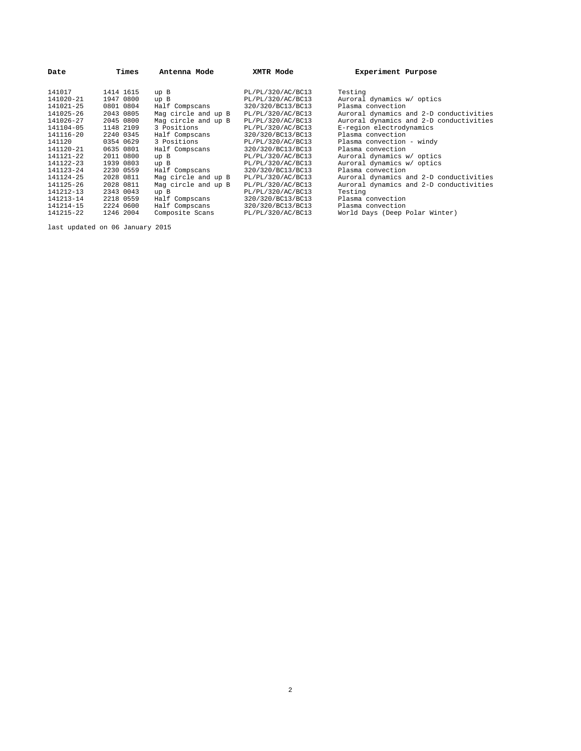| Date | Times | Antenna Mode | XMTR Mode | Experiment Purpose |
|---|---|---|---|---|
| 141017 | 1414 1615 | up B | PL/PL/320/AC/BC13 | Testing |
| 141020-21 | 1947 0800 | up B | PL/PL/320/AC/BC13 | Auroral dynamics w/ optics |
| 141021-25 | 0801 0804 | Half Compscans | 320/320/BC13/BC13 | Plasma convection |
| 141025-26 | 2043 0805 | Mag circle and up B | PL/PL/320/AC/BC13 | Auroral dynamics and 2-D conductivities |
| 141026-27 | 2045 0800 | Mag circle and up B | PL/PL/320/AC/BC13 | Auroral dynamics and 2-D conductivities |
| 141104-05 | 1148 2109 | 3 Positions | PL/PL/320/AC/BC13 | E-region electrodynamics |
| 141116-20 | 2240 0345 | Half Compscans | 320/320/BC13/BC13 | Plasma convection |
| 141120 | 0354 0629 | 3 Positions | PL/PL/320/AC/BC13 | Plasma convection - windy |
| 141120-21 | 0635 0801 | Half Compscans | 320/320/BC13/BC13 | Plasma convection |
| 141121-22 | 2011 0800 | up B | PL/PL/320/AC/BC13 | Auroral dynamics w/ optics |
| 141122-23 | 1939 0803 | up B | PL/PL/320/AC/BC13 | Auroral dynamics w/ optics |
| 141123-24 | 2230 0559 | Half Compscans | 320/320/BC13/BC13 | Plasma convection |
| 141124-25 | 2028 0811 | Mag circle and up B | PL/PL/320/AC/BC13 | Auroral dynamics and 2-D conductivities |
| 141125-26 | 2028 0811 | Mag circle and up B | PL/PL/320/AC/BC13 | Auroral dynamics and 2-D conductivities |
| 141212-13 | 2343 0043 | up B | PL/PL/320/AC/BC13 | Testing |
| 141213-14 | 2218 0559 | Half Compscans | 320/320/BC13/BC13 | Plasma convection |
| 141214-15 | 2224 0600 | Half Compscans | 320/320/BC13/BC13 | Plasma convection |
| 141215-22 | 1246 2004 | Composite Scans | PL/PL/320/AC/BC13 | World Days (Deep Polar Winter) |

last updated on 06 January 2015